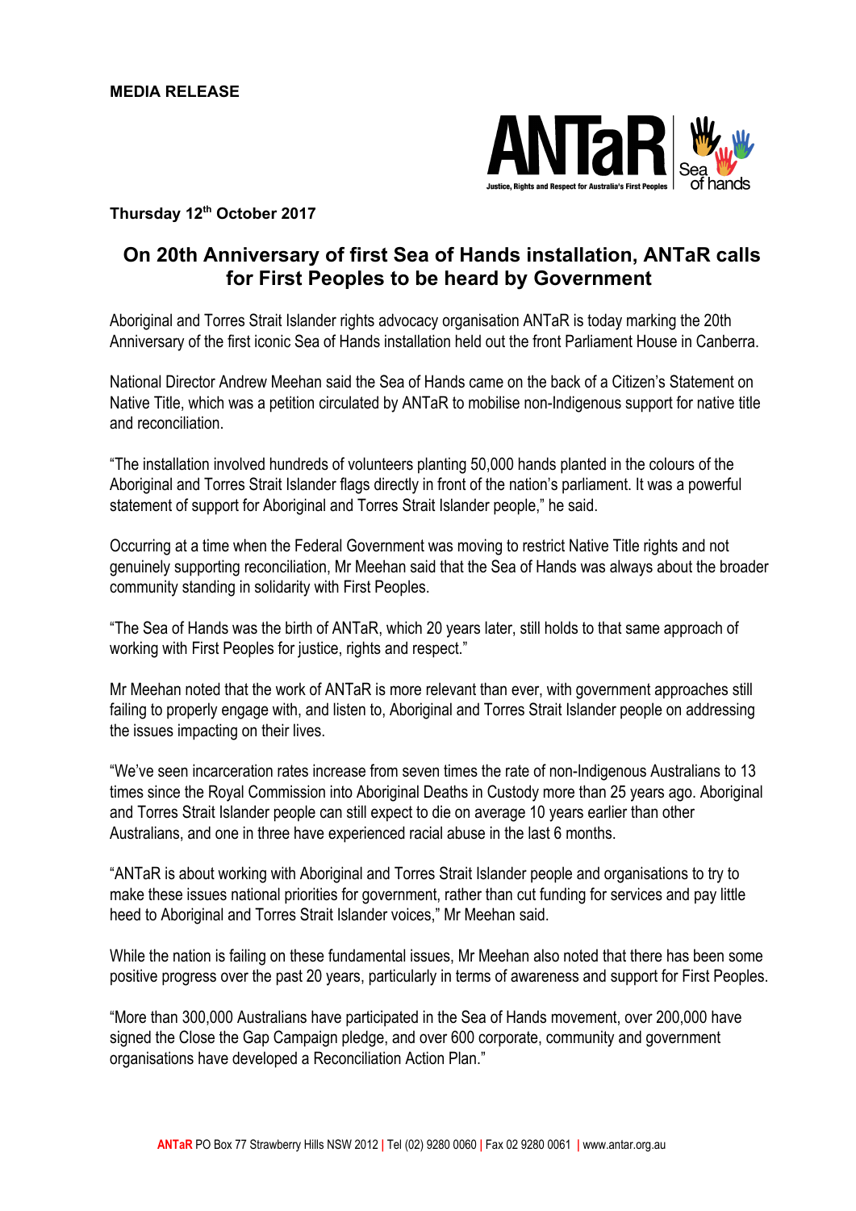**MEDIA RELEASE**

**Thursday 12th October 2017**

# On 20th Anniversary of first Sea of Hands installation, ANTaR calls for First Peoples to be heard by Government

Aboriginal and Torres Strait Islander rights advocacy organisation ANTaR is today marking the 20th Anniversary of the first iconic Sea of Hands installation held out the front Parliament House in Canberra.

National Director Andrew Meehan said the Sea of Hands came on the back of a Citizen's Statement on Native Title, which was a petition circulated by ANTaR to mobilise non-Indigenous support for native title and reconciliation.

"The installation involved hundreds of volunteers planting 50,000 hands planted in the colours of the Aboriginal and Torres Strait Islander flags directly in front of the nation's parliament. It was a powerful statement of support for Aboriginal and Torres Strait Islander people," he said.

Occurring at a time when the Federal Government was moving to restrict Native Title rights and not genuinely supporting reconciliation, Mr Meehan said that the Sea of Hands was always about the broader community standing in solidarity with First Peoples.

"The Sea of Hands was the birth of ANTaR, which 20 years later, still holds to that same approach of working with First Peoples for justice, rights and respect."

Mr Meehan noted that the work of ANTaR is more relevant than ever, with government approaches still failing to properly engage with, and listen to, Aboriginal and Torres Strait Islander people on addressing the issues impacting on their lives.

"We've seen incarceration rates increase from seven times the rate of non-Indigenous Australians to 13 times since the Royal Commission into Aboriginal Deaths in Custody more than 25 years ago. Aboriginal and Torres Strait Islander people can still expect to die on average 10 years earlier than other Australians, and one in three have experienced racial abuse in the last 6 months.

"ANTaR is about working with Aboriginal and Torres Strait Islander people and organisations to try to make these issues national priorities for government, rather than cut funding for services and pay little heed to Aboriginal and Torres Strait Islander voices," Mr Meehan said.

While the nation is failing on these fundamental issues, Mr Meehan also noted that there has been some positive progress over the past 20 years, particularly in terms of awareness and support for First Peoples.

"More than 300,000 Australians have participated in the Sea of Hands movement, over 200,000 have signed the Close the Gap Campaign pledge, and over 600 corporate, community and government organisations have developed a Reconciliation Action Plan."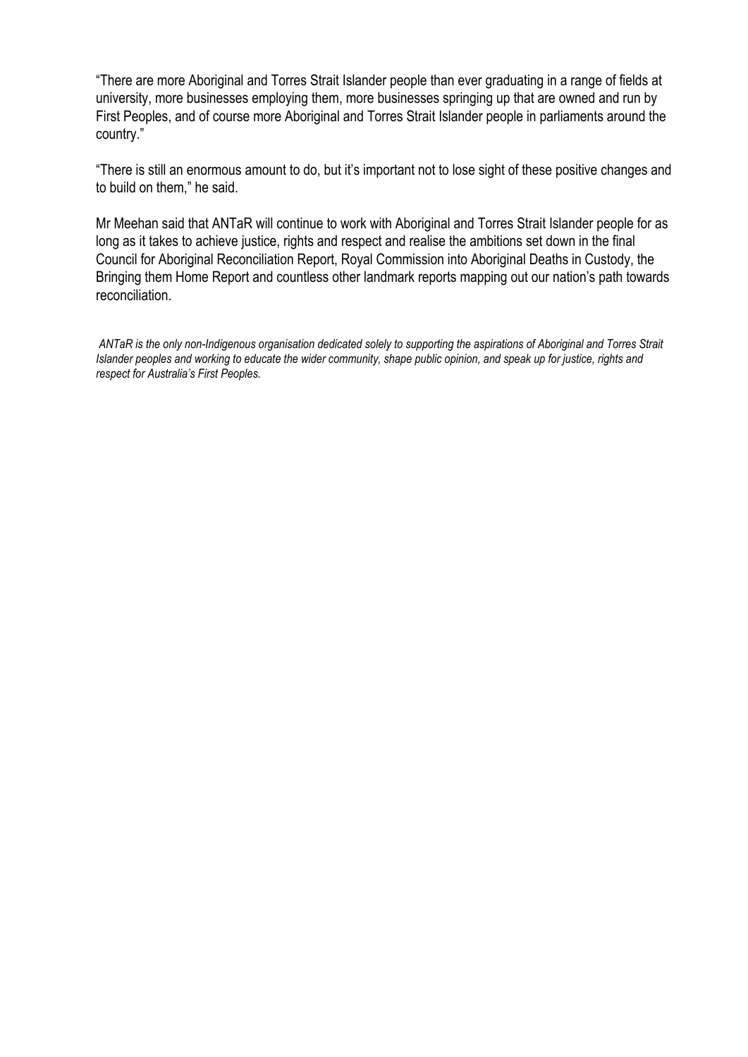"There are more Aboriginal and Torres Strait Islander people than ever graduating in a range of fields at university, more businesses employing them, more businesses springing up that are owned and run by First Peoples, and of course more Aboriginal and Torres Strait Islander people in parliaments around the country."

"There is still an enormous amount to do, but it's important not to lose sight of these positive changes and to build on them," he said.

Mr Meehan said that ANTaR will continue to work with Aboriginal and Torres Strait Islander people for as long as it takes to achieve justice, rights and respect and realise the ambitions set down in the final Council for Aboriginal Reconciliation Report, Royal Commission into Aboriginal Deaths in Custody, the Bringing them Home Report and countless other landmark reports mapping out our nation's path towards reconciliation.

*ANTaR is the only non-Indigenous organisation dedicated solely to supporting the aspirations of Aboriginal and Torres Strait Islander peoples and working to educate the wider community, shape public opinion, and speak up for justice, rights and respect for Australia's First Peoples.*